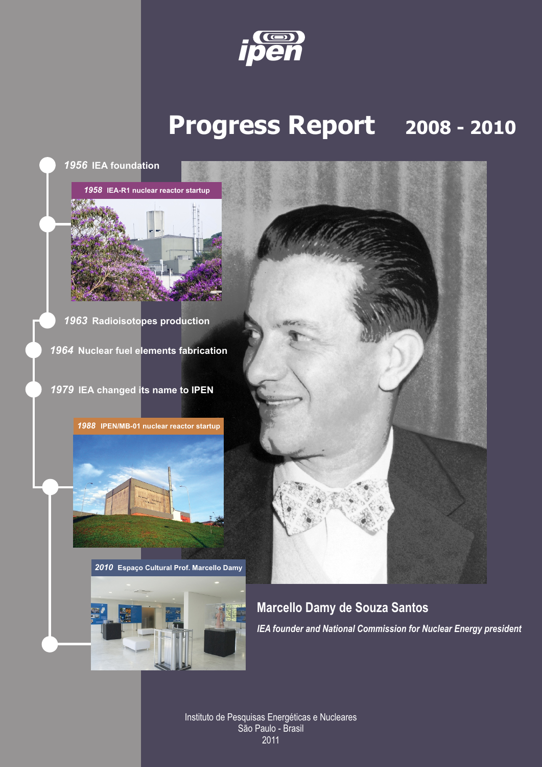ipen

# Progress Report 2008 - 2010

*1956* **IEA foundation**

*1958* **IEA-R1 nuclear reactor startup**

*1963* **Radioisotopes production**

*1964* **Nuclear fuel elements fabrication**

*1979* **IEA changed its name to IPEN**

*1988* **IPEN/MB-01 nuclear reactor startup**

*2010* **Espaço Cultural Prof. Marcello Damy**

## Marcello Damy de Souza Santos

*IEA founder and National Commission for Nuclear Energy president*

Instituto de Pesquisas Energéticas e Nucleares
São Paulo - Brasil
2011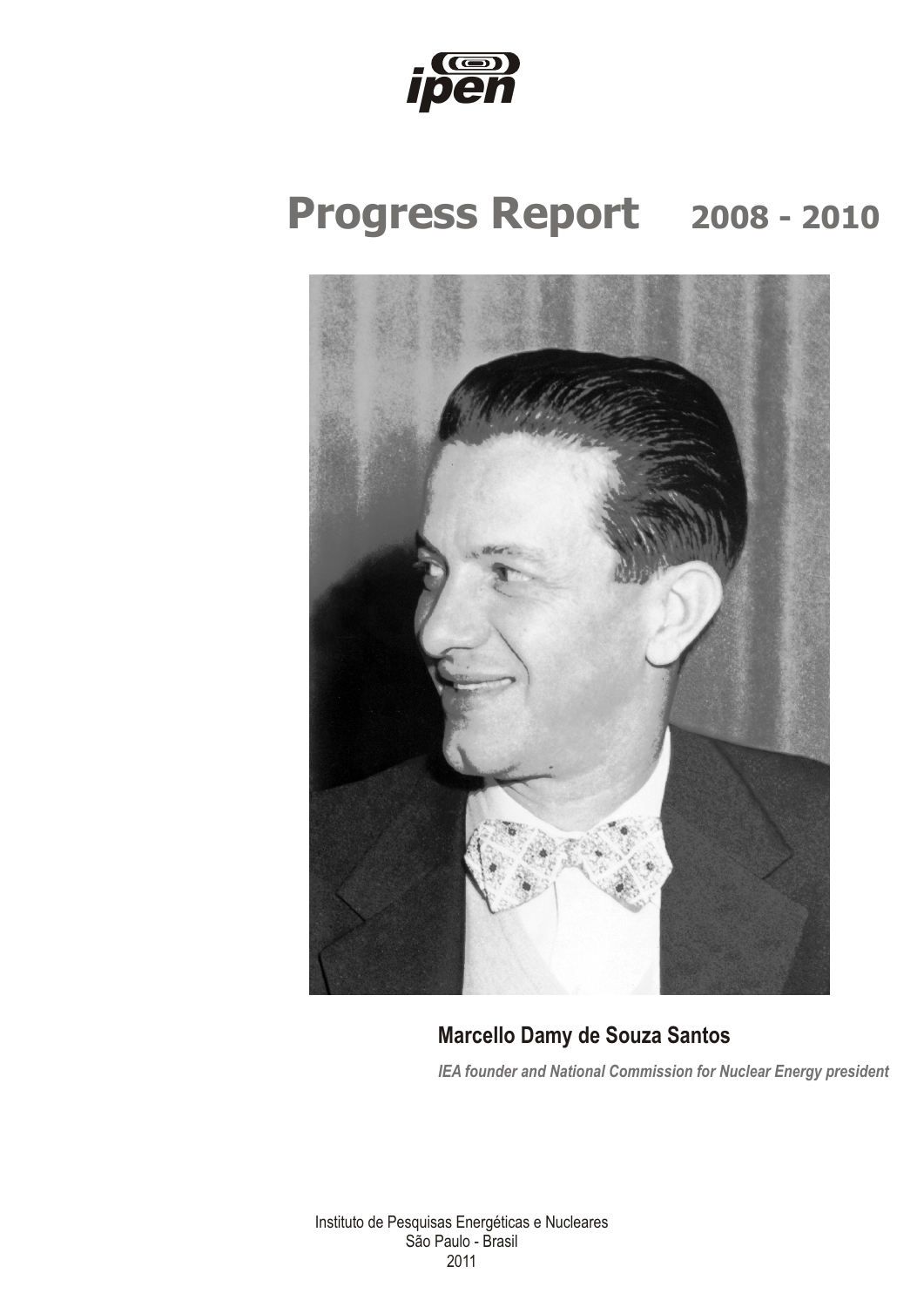ipen

# Progress Report 2008 - 2010

**Marcello Damy de Souza Santos**

***IEA founder and National Commission for Nuclear Energy president***

Instituto de Pesquisas Energéticas e Nucleares
São Paulo - Brasil
2011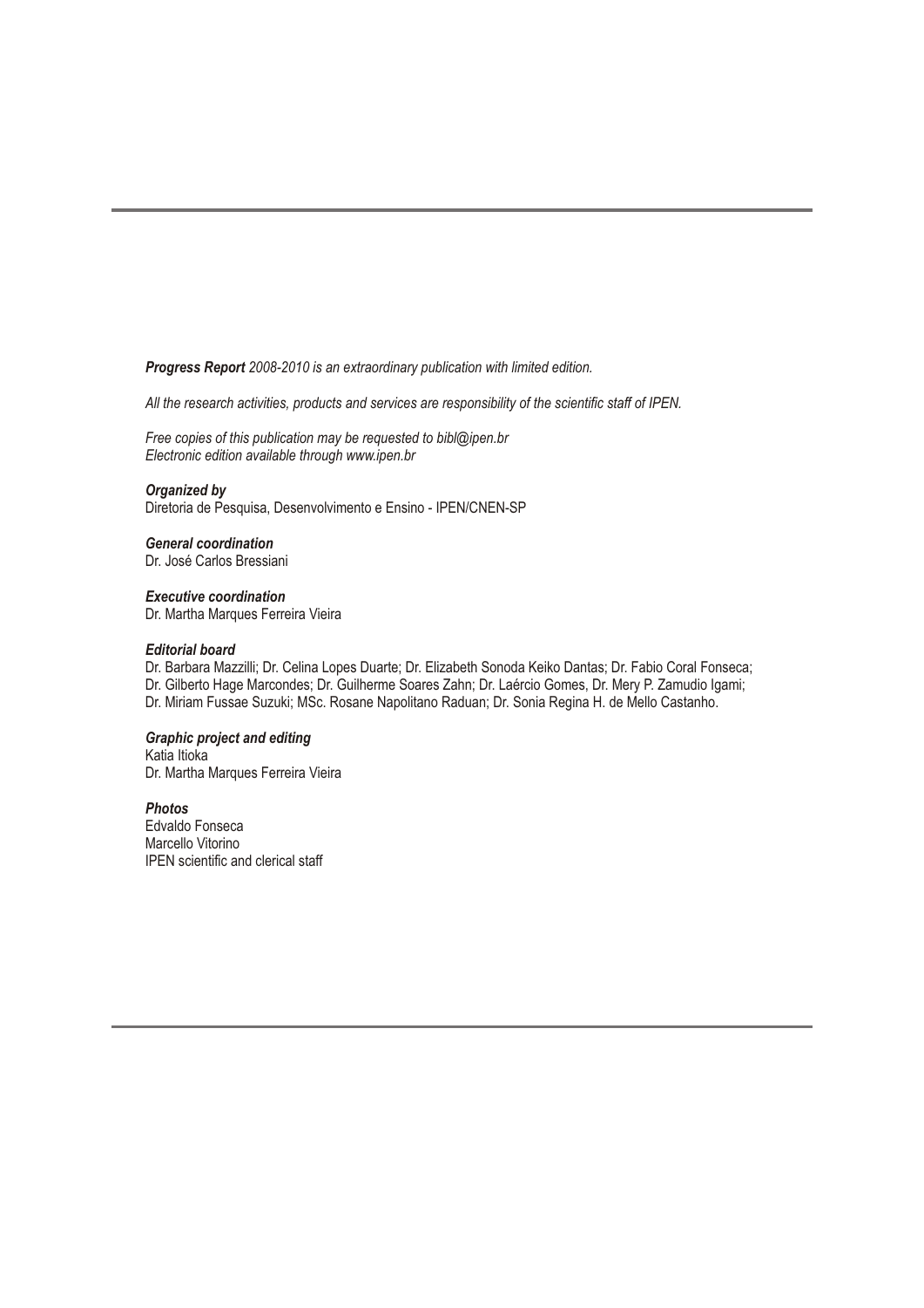***Progress Report*** *2008-2010 is an extraordinary publication with limited edition.*

*All the research activities, products and services are responsibility of the scientific staff of IPEN.*

*Free copies of this publication may be requested to bibl@ipen.br*
*Electronic edition available through www.ipen.br*

***Organized by***
Diretoria de Pesquisa, Desenvolvimento e Ensino - IPEN/CNEN-SP

***General coordination***
Dr. José Carlos Bressiani

***Executive coordination***
Dr. Martha Marques Ferreira Vieira

***Editorial board***
Dr. Barbara Mazzilli; Dr. Celina Lopes Duarte; Dr. Elizabeth Sonoda Keiko Dantas; Dr. Fabio Coral Fonseca; Dr. Gilberto Hage Marcondes; Dr. Guilherme Soares Zahn; Dr. Laércio Gomes, Dr. Mery P. Zamudio Igami; Dr. Miriam Fussae Suzuki; MSc. Rosane Napolitano Raduan; Dr. Sonia Regina H. de Mello Castanho.

***Graphic project and editing***
Katia Itioka
Dr. Martha Marques Ferreira Vieira

***Photos***
Edvaldo Fonseca
Marcello Vitorino
IPEN scientific and clerical staff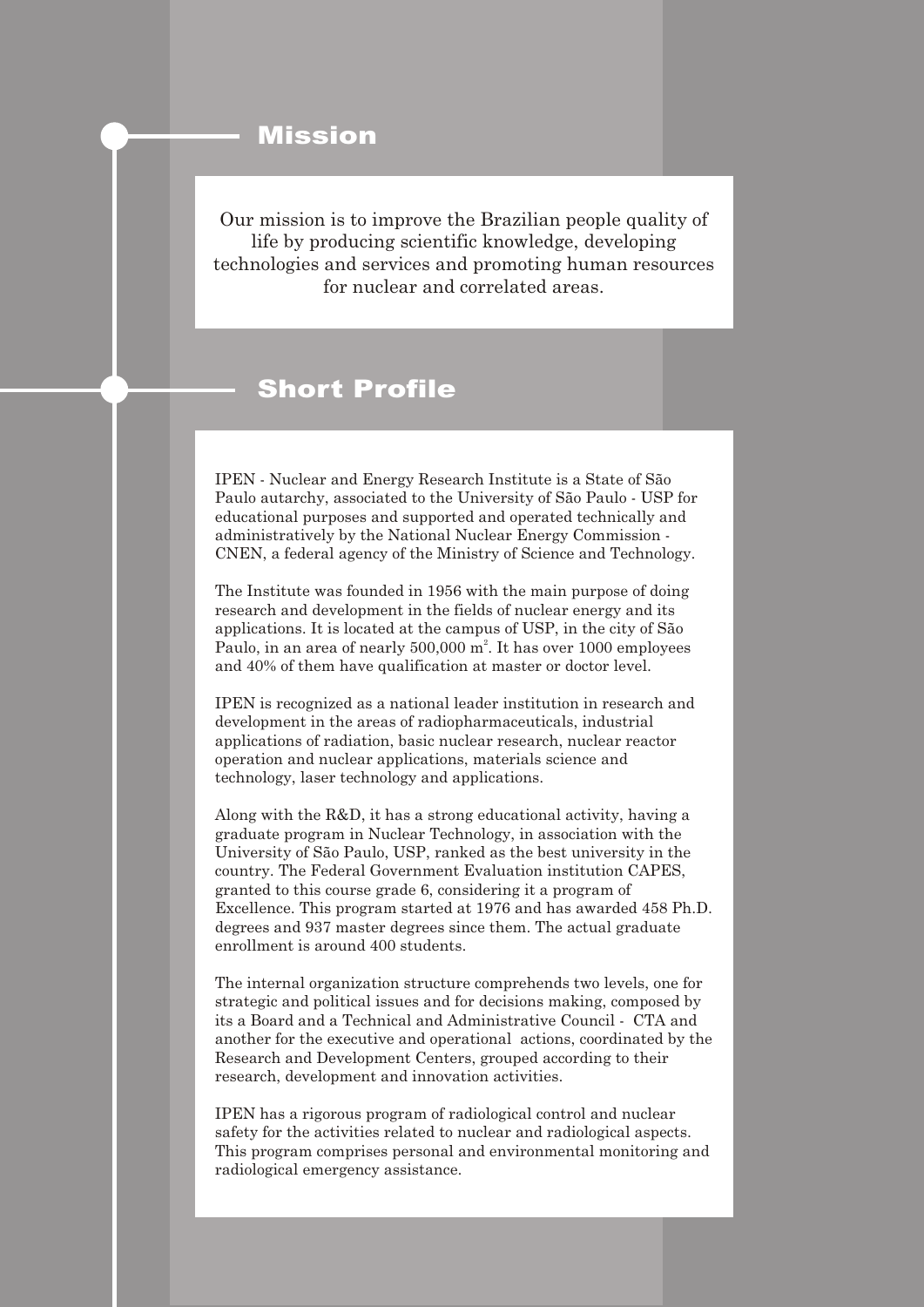## Mission

Our mission is to improve the Brazilian people quality of life by producing scientific knowledge, developing technologies and services and promoting human resources for nuclear and correlated areas.

## Short Profile

IPEN - Nuclear and Energy Research Institute is a State of São Paulo autarchy, associated to the University of São Paulo - USP for educational purposes and supported and operated technically and administratively by the National Nuclear Energy Commission - CNEN, a federal agency of the Ministry of Science and Technology.

The Institute was founded in 1956 with the main purpose of doing research and development in the fields of nuclear energy and its applications. It is located at the campus of USP, in the city of São Paulo, in an area of nearly 500,000 $m^2$. It has over 1000 employees and 40% of them have qualification at master or doctor level.

IPEN is recognized as a national leader institution in research and development in the areas of radiopharmaceuticals, industrial applications of radiation, basic nuclear research, nuclear reactor operation and nuclear applications, materials science and technology, laser technology and applications.

Along with the R&D, it has a strong educational activity, having a graduate program in Nuclear Technology, in association with the University of São Paulo, USP, ranked as the best university in the country. The Federal Government Evaluation institution CAPES, granted to this course grade 6, considering it a program of Excellence. This program started at 1976 and has awarded 458 Ph.D. degrees and 937 master degrees since them. The actual graduate enrollment is around 400 students.

The internal organization structure comprehends two levels, one for strategic and political issues and for decisions making, composed by its a Board and a Technical and Administrative Council - CTA and another for the executive and operational actions, coordinated by the Research and Development Centers, grouped according to their research, development and innovation activities.

IPEN has a rigorous program of radiological control and nuclear safety for the activities related to nuclear and radiological aspects. This program comprises personal and environmental monitoring and radiological emergency assistance.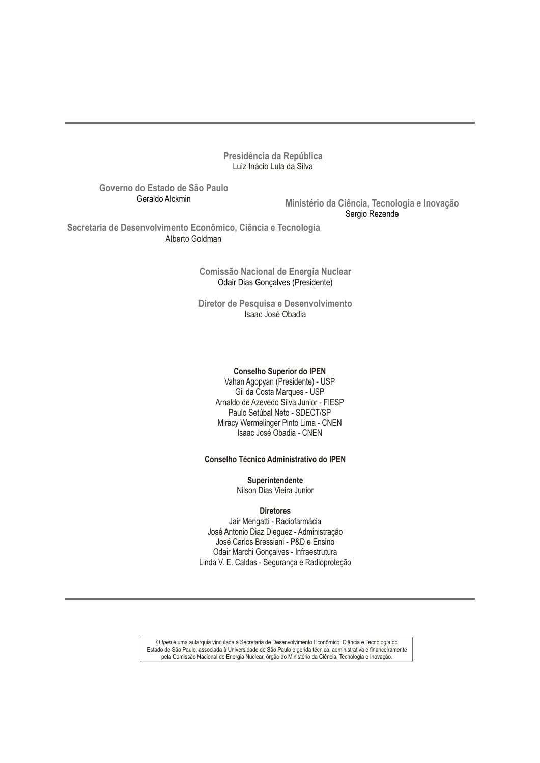**Presidência da República**
Luiz Inácio Lula da Silva

**Governo do Estado de São Paulo**
Geraldo Alckmin

**Ministério da Ciência, Tecnologia e Inovação**
Sergio Rezende

**Secretaria de Desenvolvimento Econômico, Ciência e Tecnologia**
Alberto Goldman

**Comissão Nacional de Energia Nuclear**
Odair Dias Gonçalves (Presidente)

**Diretor de Pesquisa e Desenvolvimento**
Isaac José Obadia

**Conselho Superior do IPEN**
Vahan Agopyan (Presidente) - USP
Gil da Costa Marques - USP
Arnaldo de Azevedo Silva Junior - FIESP
Paulo Setúbal Neto - SDECT/SP
Miracy Wermelinger Pinto Lima - CNEN
Isaac José Obadia - CNEN

**Conselho Técnico Administrativo do IPEN**

**Superintendente**
Nilson Dias Vieira Junior

**Diretores**
Jair Mengatti - Radiofarmácia
José Antonio Diaz Dieguez - Administração
José Carlos Bressiani - P&D e Ensino
Odair Marchi Gonçalves - Infraestrutura
Linda V. E. Caldas - Segurança e Radioproteção

O *Ipen* é uma autarquia vinculada à Secretaria de Desenvolvimento Econômico, Ciência e Tecnologia do Estado de São Paulo, associada à Universidade de São Paulo e gerida técnica, administrativa e financeiramente pela Comissão Nacional de Energia Nuclear, órgão do Ministério da Ciência, Tecnologia e Inovação.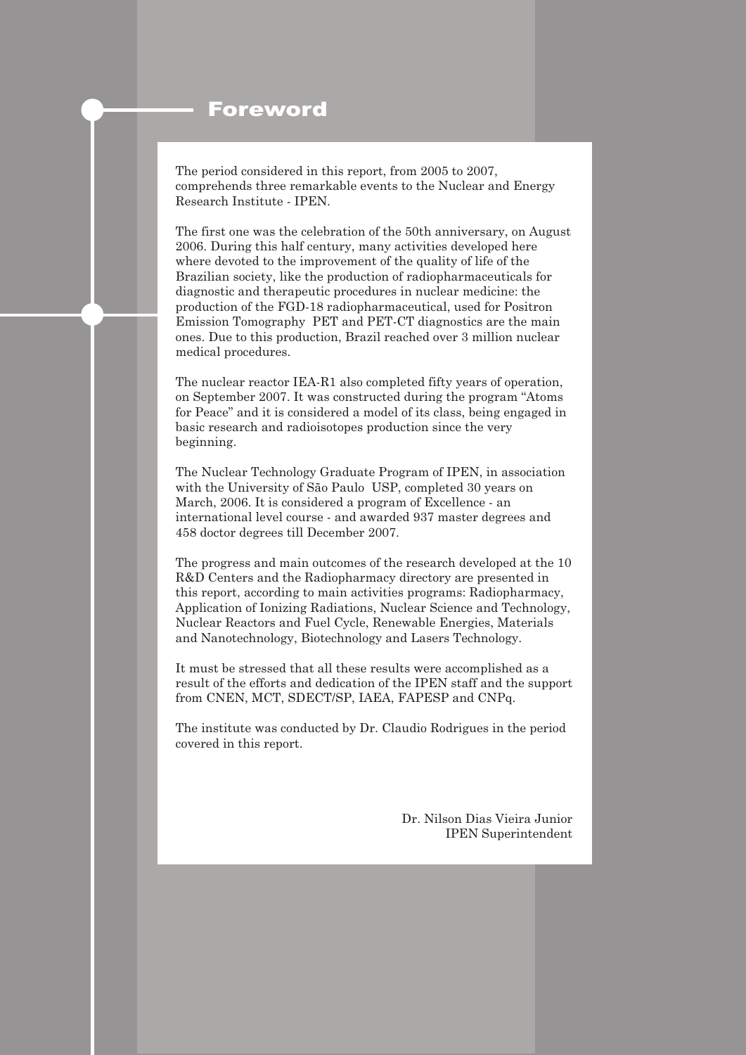# Foreword

The period considered in this report, from 2005 to 2007, comprehends three remarkable events to the Nuclear and Energy Research Institute - IPEN.

The first one was the celebration of the 50th anniversary, on August 2006. During this half century, many activities developed here where devoted to the improvement of the quality of life of the Brazilian society, like the production of radiopharmaceuticals for diagnostic and therapeutic procedures in nuclear medicine: the production of the FGD-18 radiopharmaceutical, used for Positron Emission Tomography PET and PET-CT diagnostics are the main ones. Due to this production, Brazil reached over 3 million nuclear medical procedures.

The nuclear reactor IEA-R1 also completed fifty years of operation, on September 2007. It was constructed during the program "Atoms for Peace" and it is considered a model of its class, being engaged in basic research and radioisotopes production since the very beginning.

The Nuclear Technology Graduate Program of IPEN, in association with the University of São Paulo USP, completed 30 years on March, 2006. It is considered a program of Excellence - an international level course - and awarded 937 master degrees and 458 doctor degrees till December 2007.

The progress and main outcomes of the research developed at the 10 R&D Centers and the Radiopharmacy directory are presented in this report, according to main activities programs: Radiopharmacy, Application of Ionizing Radiations, Nuclear Science and Technology, Nuclear Reactors and Fuel Cycle, Renewable Energies, Materials and Nanotechnology, Biotechnology and Lasers Technology.

It must be stressed that all these results were accomplished as a result of the efforts and dedication of the IPEN staff and the support from CNEN, MCT, SDECT/SP, IAEA, FAPESP and CNPq.

The institute was conducted by Dr. Claudio Rodrigues in the period covered in this report.

Dr. Nilson Dias Vieira Junior
IPEN Superintendent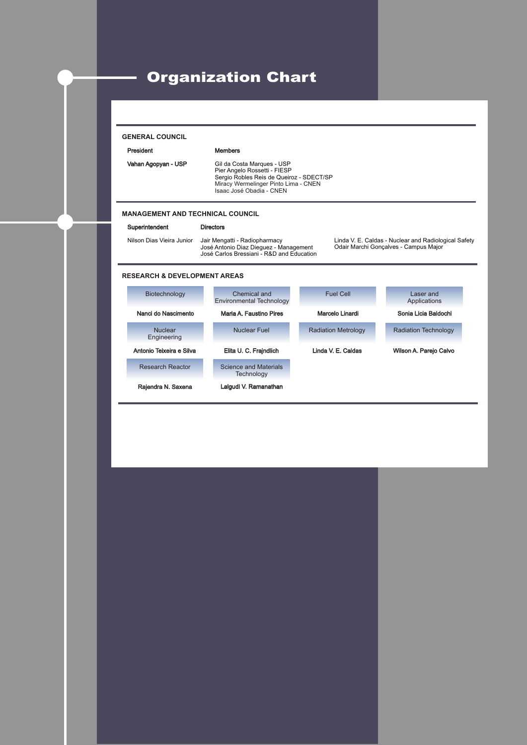# Organization Chart

## GENERAL COUNCIL

| President | Members |
|---|---|
| Vahan Agopyan - USP | Gil da Costa Marques - USP<br>Pier Angelo Rossetti - FIESP<br>Sergio Robles Reis de Queiroz - SDECT/SP<br>Miracy Wermelinger Pinto Lima - CNEN<br>Isaac José Obadia - CNEN |

## MANAGEMENT AND TECHNICAL COUNCIL

| Superintendent | Directors | |
|---|---|---|
| Nilson Dias Vieira Junior | Jair Mengatti - Radiopharmacy<br>José Antonio Diaz Dieguez - Management<br>José Carlos Bressiani - R&D and Education | Linda V. E. Caldas - Nuclear and Radiological Safety<br>Odair Marchi Gonçalves - Campus Major |

## RESEARCH & DEVELOPMENT AREAS

| | | | |
|---|---|---|---|
| Biotechnology | Chemical and Environmental Technology | Fuel Cell | Laser and Applications |
| Nanci do Nascimento | Maria A. Faustino Pires | Marcelo Linardi | Sonia Licia Baldochi |
| Nuclear Engineering | Nuclear Fuel | Radiation Metrology | Radiation Technology |
| Antonio Teixeira e Silva | Elita U. C. Frajndlich | Linda V. E. Caldas | Wilson A. Parejo Calvo |
| Research Reactor | Science and Materials Technology | | |
| Rajendra N. Saxena | Lalgudi V. Ramanathan | | |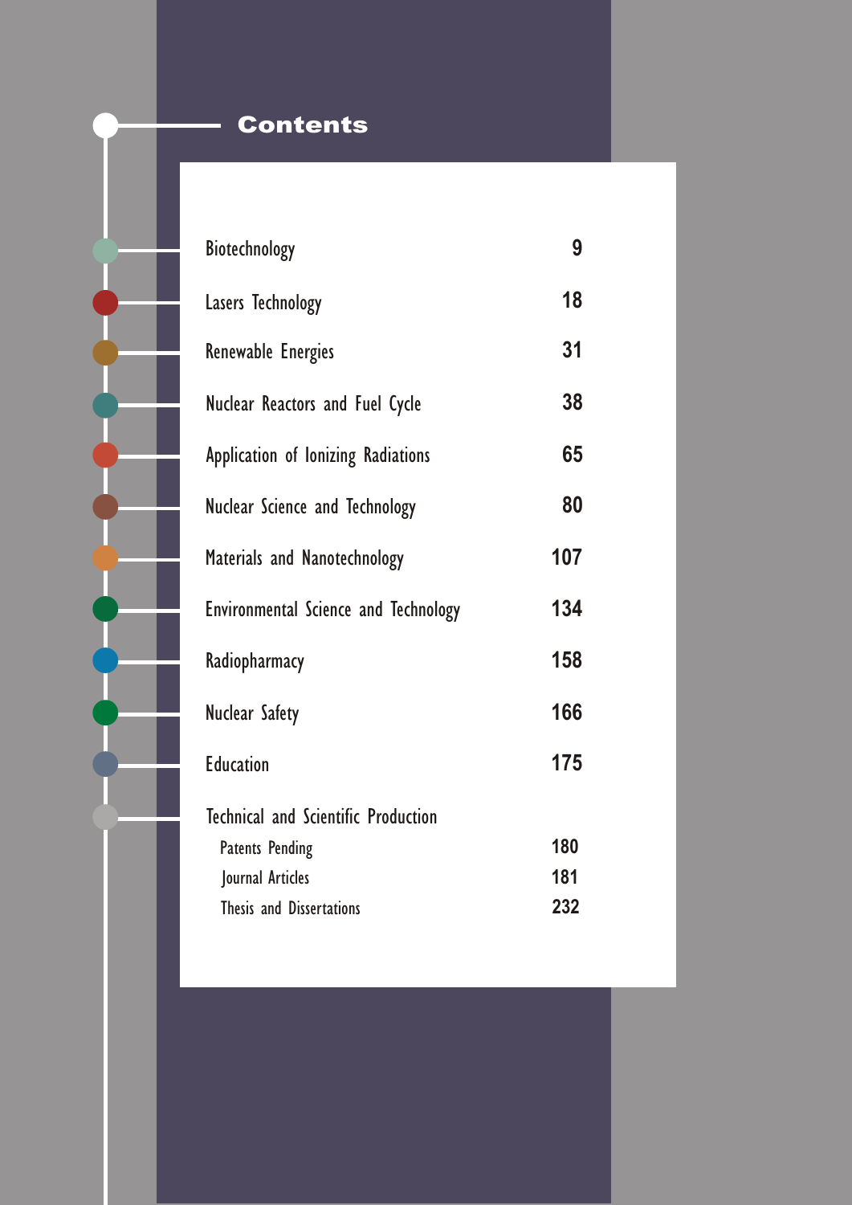# Contents

| | |
|---|---|
| Biotechnology | 9 |
| Lasers Technology | 18 |
| Renewable Energies | 31 |
| Nuclear Reactors and Fuel Cycle | 38 |
| Application of Ionizing Radiations | 65 |
| Nuclear Science and Technology | 80 |
| Materials and Nanotechnology | 107 |
| Environmental Science and Technology | 134 |
| Radiopharmacy | 158 |
| Nuclear Safety | 166 |
| Education | 175 |
| Technical and Scientific Production | |
| Patents Pending | 180 |
| Journal Articles | 181 |
| Thesis and Dissertations | 232 |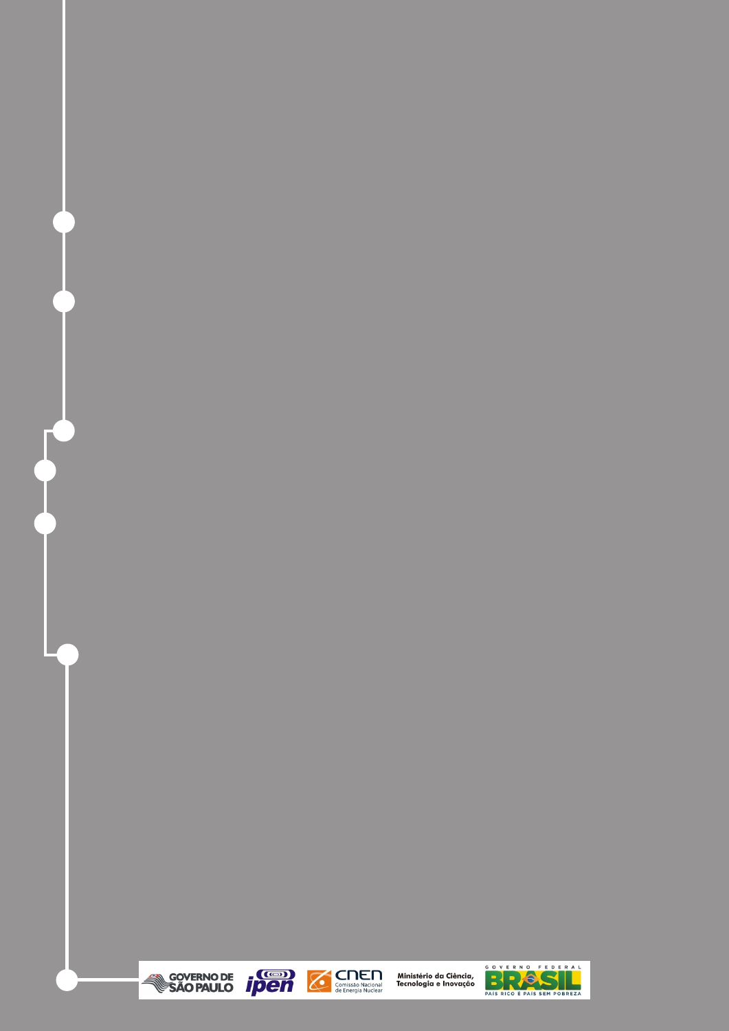GOVERNO DE SÃO PAULO

ipen

CNEN Comissão Nacional de Energia Nuclear

Ministério da Ciência, Tecnologia e Inovação

GOVERNO FEDERAL BRASIL PAÍS RICO É PAÍS SEM POBREZA